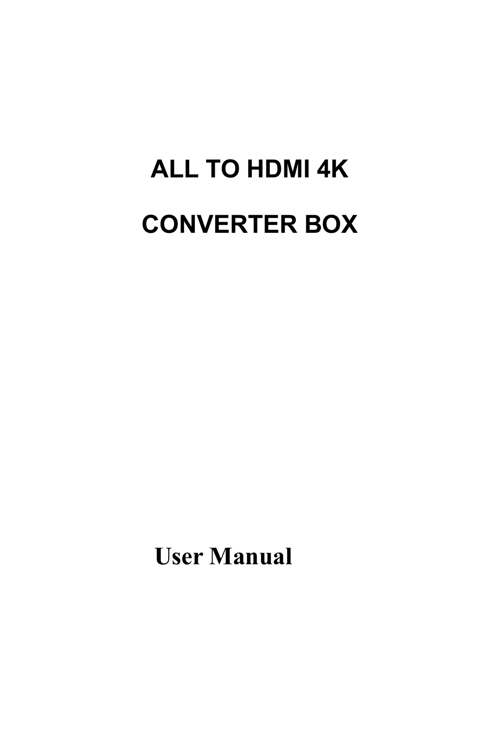# ALL TO HDMI 4K

# CONVERTER BOX

**User Manual**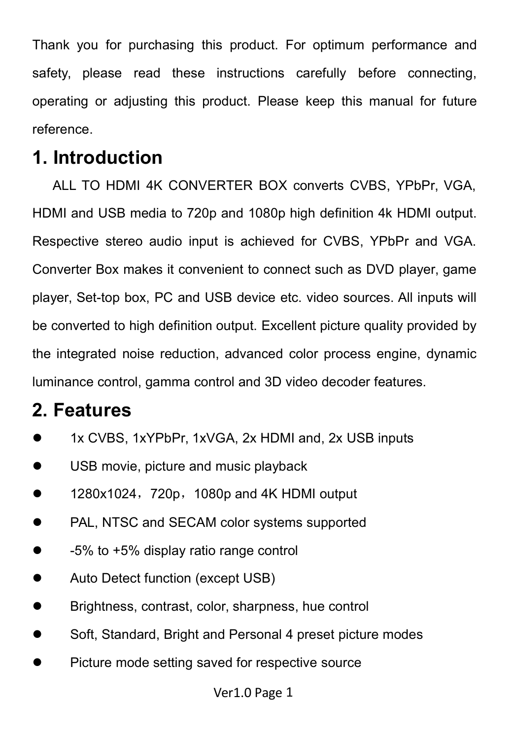Thank you for purchasing this product. For optimum performance and safety, please read these instructions carefully before connecting, operating or adjusting this product. Please keep this manual for future reference.

## 1. Introduction

ALL TO HDMI 4K CONVERTER BOX converts CVBS, YPbPr, VGA, HDMI and USB media to 720p and 1080p high definition 4k HDMI output. Respective stereo audio input is achieved for CVBS, YPbPr and VGA. Converter Box makes it convenient to connect such as DVD player, game player, Set-top box, PC and USB device etc. video sources. All inputs will be converted to high definition output. Excellent picture quality provided by the integrated noise reduction, advanced color process engine, dynamic luminance control, gamma control and 3D video decoder features.

## 2. Features

- 1x CVBS, 1xYPbPr, 1xVGA, 2x HDMI and, 2x USB inputs
- USB movie, picture and music playback
- 1280x1024，720p，1080p and 4K HDMI output
- PAL, NTSC and SECAM color systems supported
- -5% to +5% display ratio range control
- Auto Detect function (except USB)
- Brightness, contrast, color, sharpness, hue control
- Soft, Standard, Bright and Personal 4 preset picture modes
- Picture mode setting saved for respective source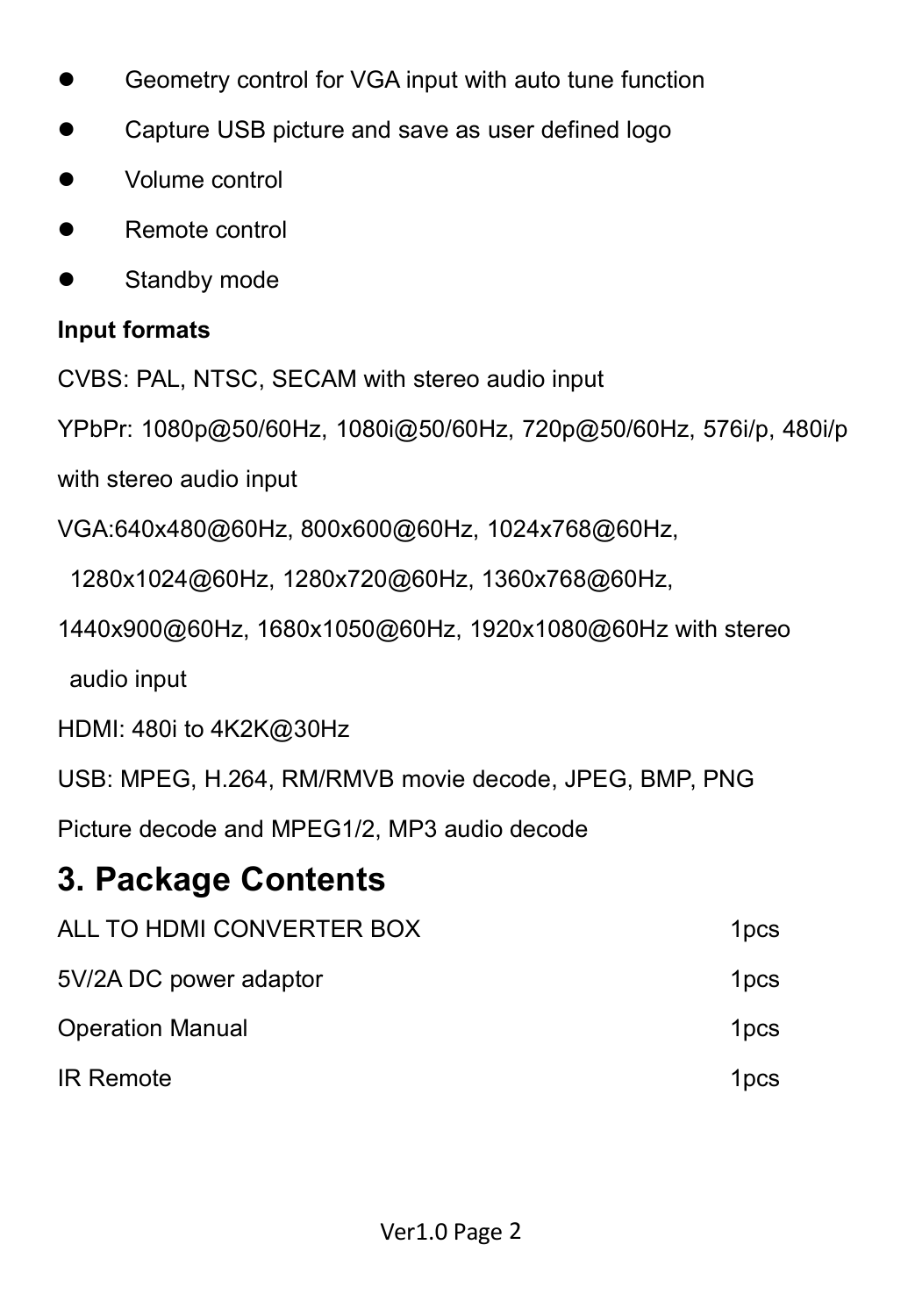- Geometry control for VGA input with auto tune function
- Capture USB picture and save as user defined logo
- Volume control
- Remote control
- Standby mode

**Input formats**

CVBS: PAL, NTSC, SECAM with stereo audio input

YPbPr: 1080p@50/60Hz, 1080i@50/60Hz, 720p@50/60Hz, 576i/p, 480i/p with stereo audio input

VGA:640x480@60Hz, 800x600@60Hz, 1024x768@60Hz, 1280x1024@60Hz, 1280x720@60Hz, 1360x768@60Hz, 1440x900@60Hz, 1680x1050@60Hz, 1920x1080@60Hz with stereo audio input

HDMI: 480i to 4K2K@30Hz

USB: MPEG, H.264, RM/RMVB movie decode, JPEG, BMP, PNG Picture decode and MPEG1/2, MP3 audio decode

## 3. Package Contents

| | |
|---|---|
| ALL TO HDMI CONVERTER BOX | 1pcs |
| 5V/2A DC power adaptor | 1pcs |
| Operation Manual | 1pcs |
| IR Remote | 1pcs |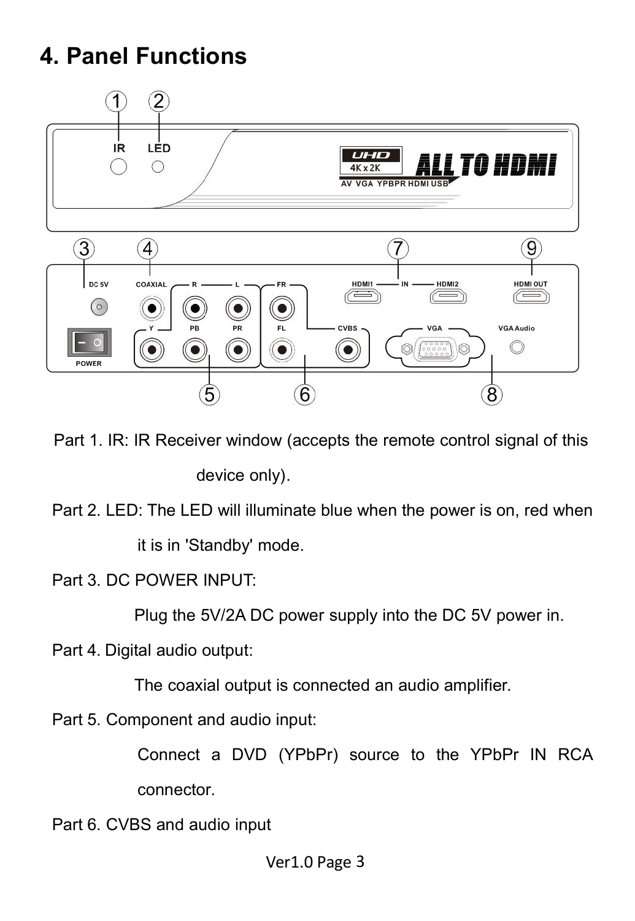# 4. Panel Functions

Part 1. IR: IR Receiver window (accepts the remote control signal of this device only).

Part 2. LED: The LED will illuminate blue when the power is on, red when it is in 'Standby' mode.

Part 3. DC POWER INPUT:

Plug the 5V/2A DC power supply into the DC 5V power in.

Part 4. Digital audio output:

The coaxial output is connected an audio amplifier.

Part 5. Component and audio input:

Connect a DVD (YPbPr) source to the YPbPr IN RCA connector.

Part 6. CVBS and audio input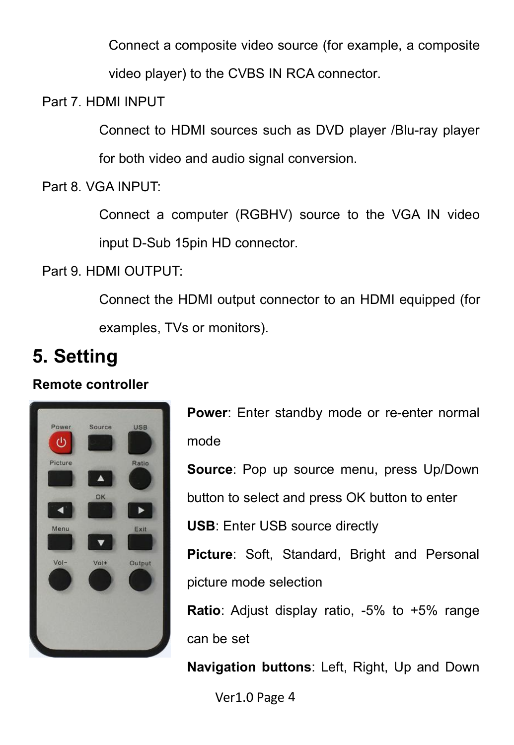Connect a composite video source (for example, a composite video player) to the CVBS IN RCA connector.

Part 7. HDMI INPUT

Connect to HDMI sources such as DVD player /Blu-ray player for both video and audio signal conversion.

Part 8. VGA INPUT:

Connect a computer (RGBHV) source to the VGA IN video input D-Sub 15pin HD connector.

Part 9. HDMI OUTPUT:

Connect the HDMI output connector to an HDMI equipped (for examples, TVs or monitors).

# 5. Setting

**Remote controller**

**Power**: Enter standby mode or re-enter normal mode

**Source**: Pop up source menu, press Up/Down button to select and press OK button to enter

**USB**: Enter USB source directly

**Picture**: Soft, Standard, Bright and Personal picture mode selection

**Ratio**: Adjust display ratio, -5% to +5% range can be set

**Navigation buttons**: Left, Right, Up and Down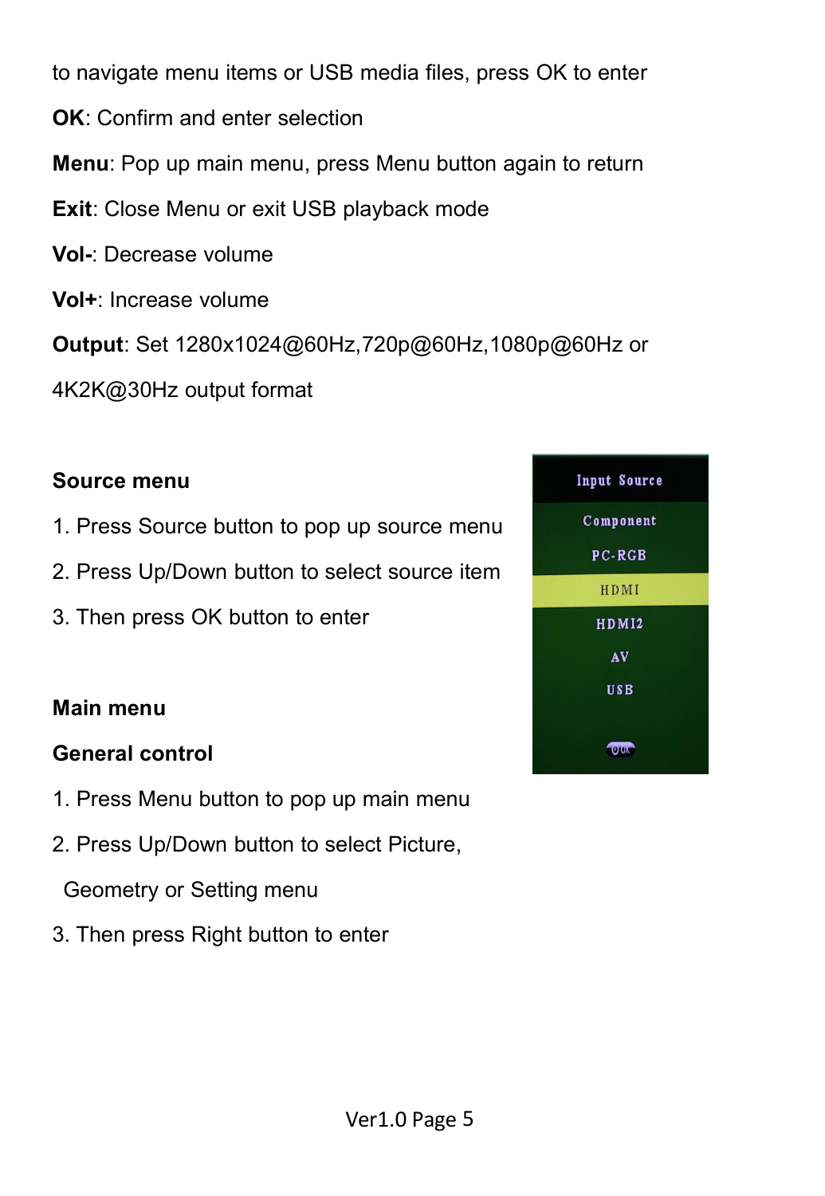to navigate menu items or USB media files, press OK to enter

**OK**: Confirm and enter selection

**Menu**: Pop up main menu, press Menu button again to return

**Exit**: Close Menu or exit USB playback mode

**Vol-**: Decrease volume

**Vol+**: Increase volume

**Output**: Set 1280x1024@60Hz,720p@60Hz,1080p@60Hz or 4K2K@30Hz output format

**Source menu**

1. Press Source button to pop up source menu
2. Press Up/Down button to select source item
3. Then press OK button to enter

**Main menu**

**General control**

1. Press Menu button to pop up main menu
2. Press Up/Down button to select Picture, Geometry or Setting menu
3. Then press Right button to enter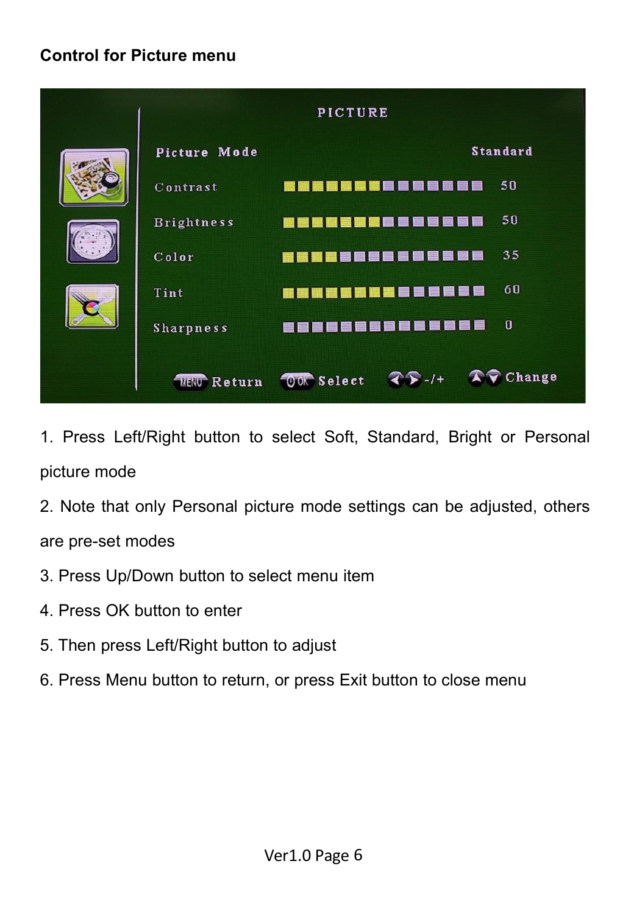**Control for Picture menu**

1. Press Left/Right button to select Soft, Standard, Bright or Personal picture mode
2. Note that only Personal picture mode settings can be adjusted, others are pre-set modes
3. Press Up/Down button to select menu item
4. Press OK button to enter
5. Then press Left/Right button to adjust
6. Press Menu button to return, or press Exit button to close menu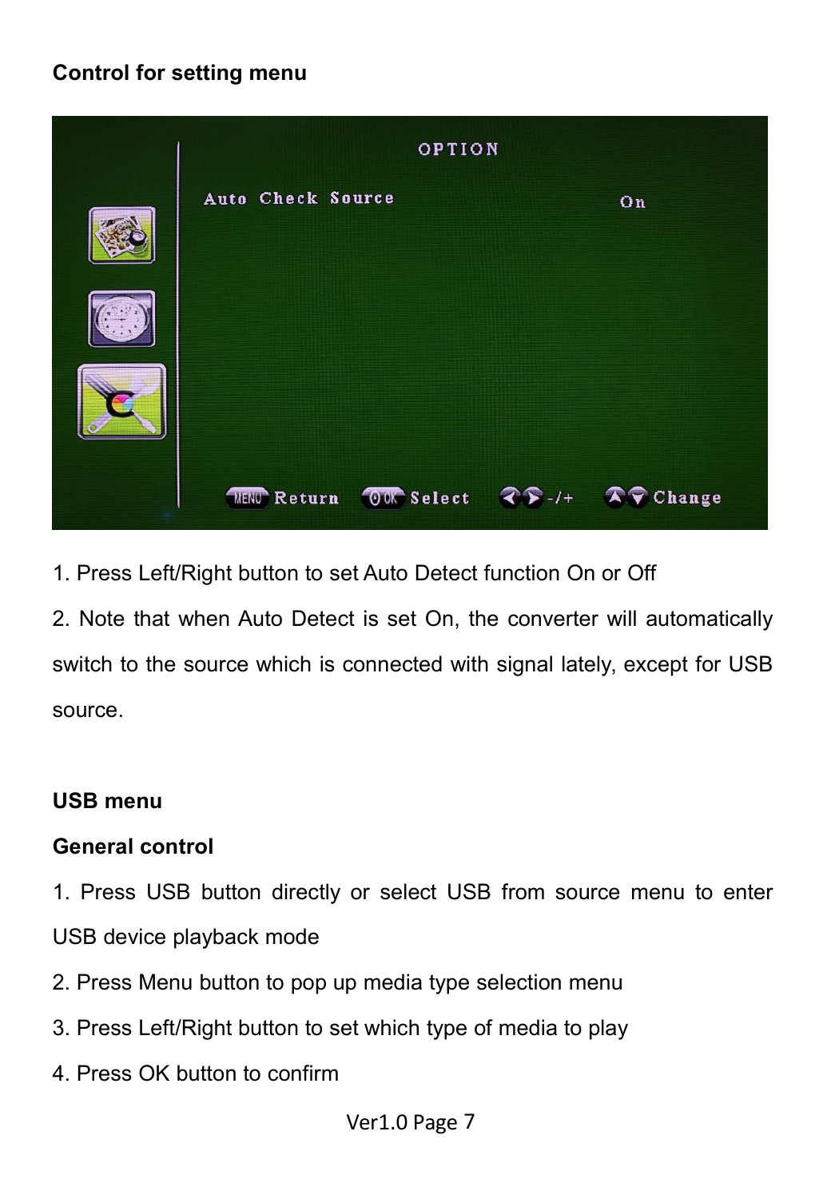**Control for setting menu**

1. Press Left/Right button to set Auto Detect function On or Off
2. Note that when Auto Detect is set On, the converter will automatically switch to the source which is connected with signal lately, except for USB source.

**USB menu**

**General control**

1. Press USB button directly or select USB from source menu to enter USB device playback mode
2. Press Menu button to pop up media type selection menu
3. Press Left/Right button to set which type of media to play
4. Press OK button to confirm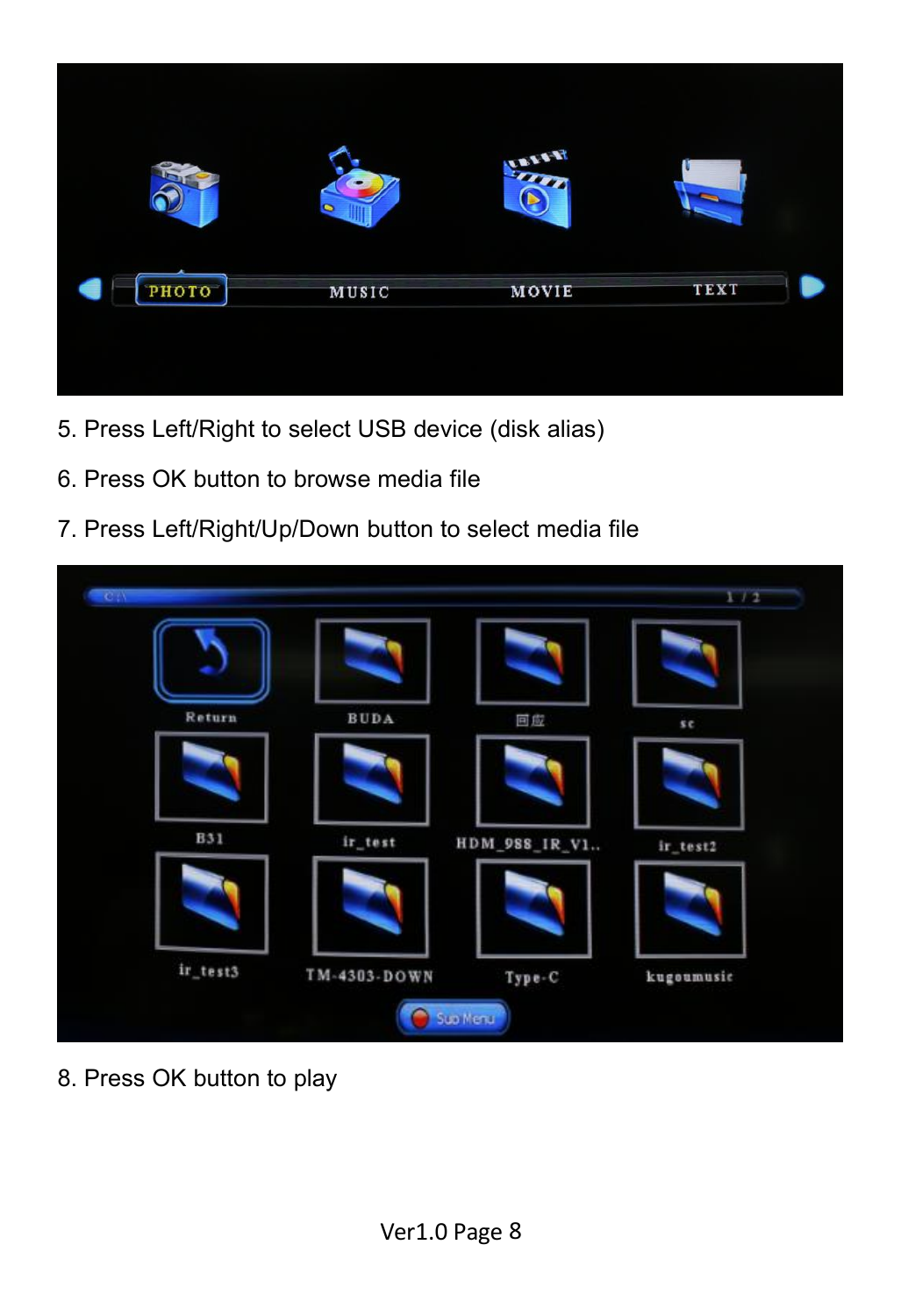5. Press Left/Right to select USB device (disk alias)

6. Press OK button to browse media file

7. Press Left/Right/Up/Down button to select media file

8. Press OK button to play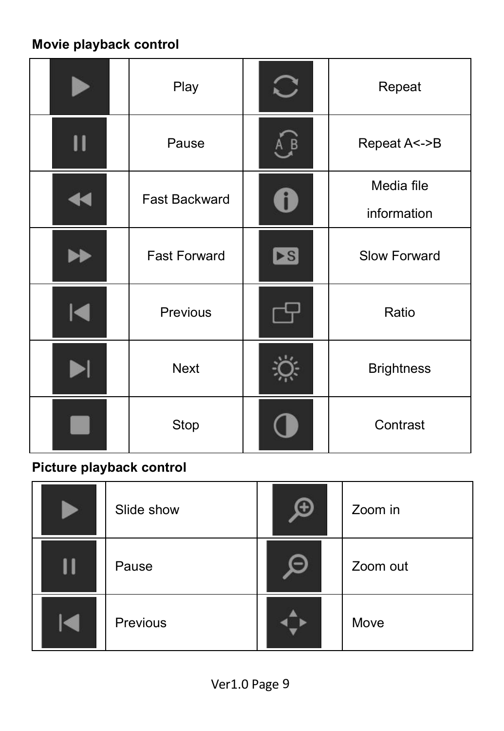**Movie playback control**

| | | | |
|---|---|---|---|
| | Play | | Repeat |
| | Pause | | Repeat A<->B |
| | Fast Backward | | Media file information |
| | Fast Forward | | Slow Forward |
| | Previous | | Ratio |
| | Next | | Brightness |
| | Stop | | Contrast |

**Picture playback control**

| | | | |
|---|---|---|---|
| | Slide show | | Zoom in |
| | Pause | | Zoom out |
| | Previous | | Move |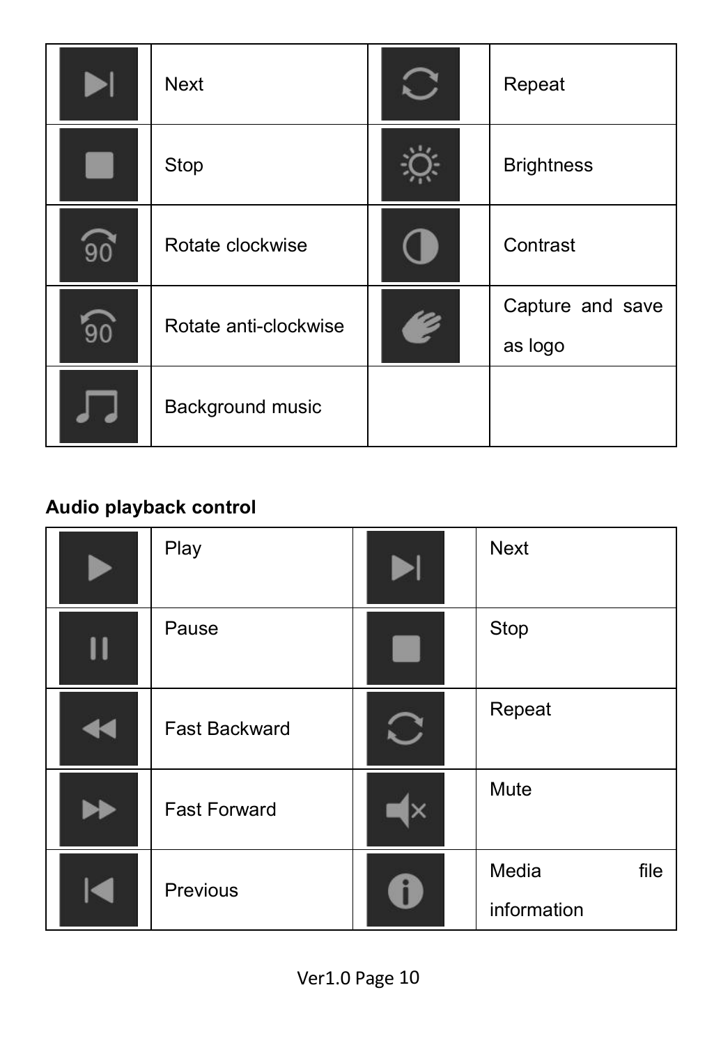| | | | |
|---|---|---|---|
| | Next | | Repeat |
| | Stop | | Brightness |
| | Rotate clockwise | | Contrast |
| | Rotate anti-clockwise | | Capture and save as logo |
| | Background music | | |

**Audio playback control**

| | | | |
|---|---|---|---|
| | Play | | Next |
| | Pause | | Stop |
| | Fast Backward | | Repeat |
| | Fast Forward | | Mute |
| | Previous | | Media file information |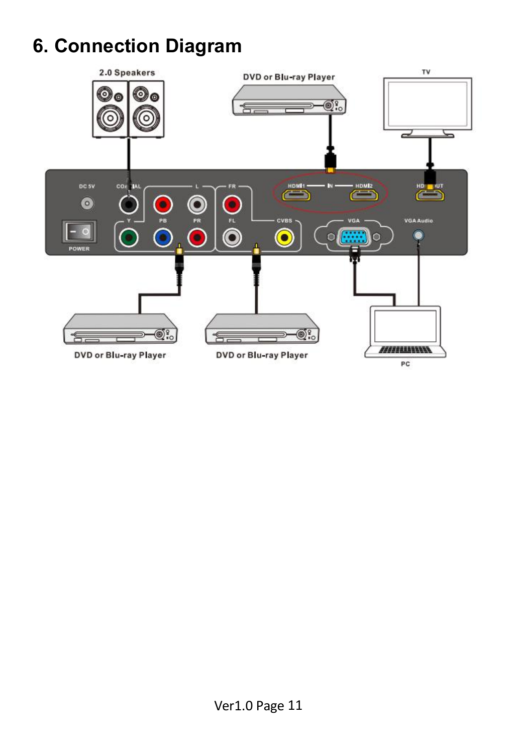# 6. Connection Diagram

2.0 Speakers

DVD or Blu-ray Player

TV

DC 5V

COAXIAL

L

FR

HDMI1

IN

HDMI2

HDMI OUT

POWER

Y

PB

PR

FL

CVBS

VGA

VGA Audio

DVD or Blu-ray Player

DVD or Blu-ray Player

PC